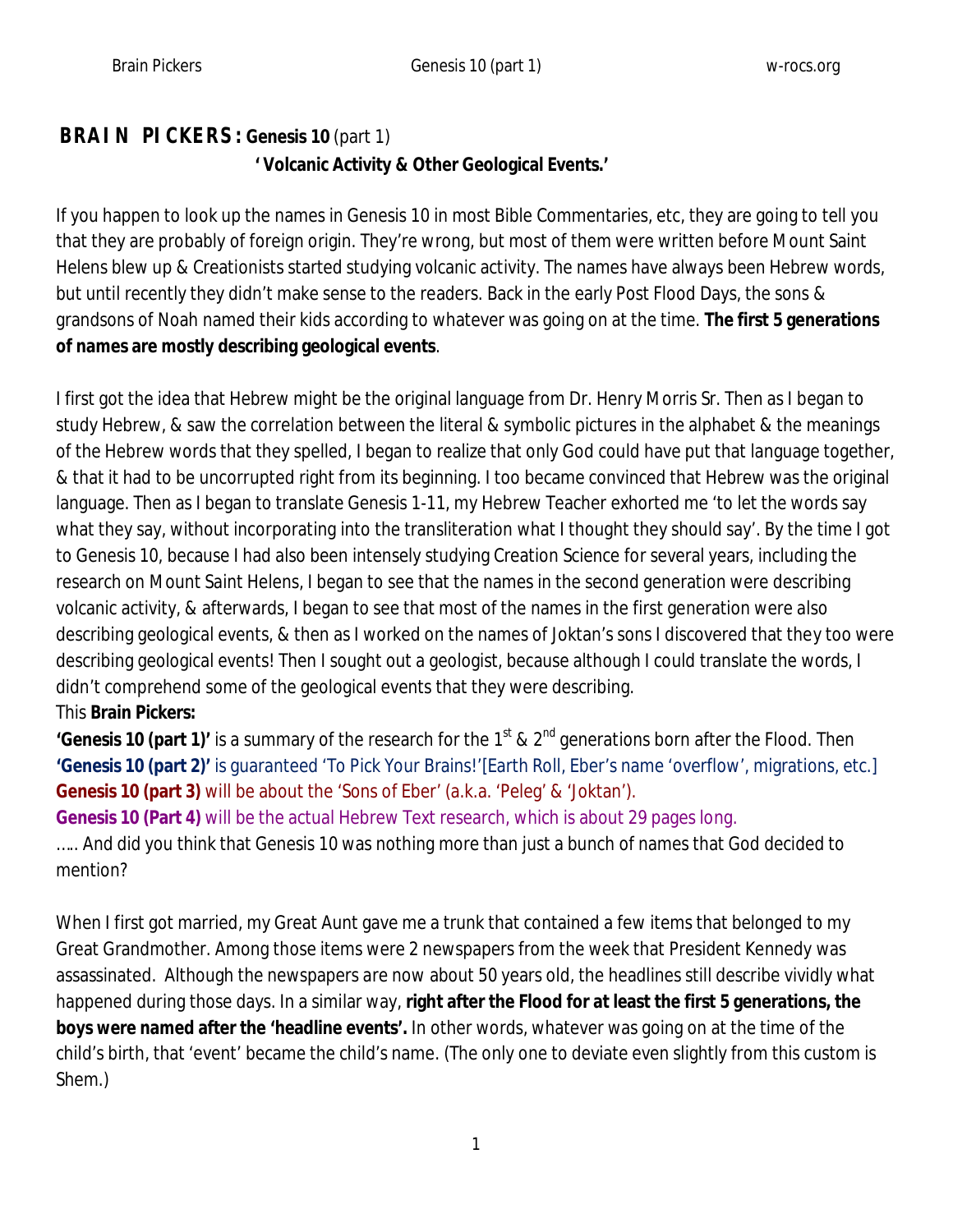# BRAIN PICKERS: Genesis 10 (part 1)

**'Volcanic Activity & Other Geological Events.'**

If you happen to look up the names in Genesis 10 in most Bible Commentaries, etc, they are going to tell you that they are probably of foreign origin. They're wrong, but most of them were written before Mount Saint Helens blew up & Creationists started studying volcanic activity. The names have always been Hebrew words, but until recently they didn't make sense to the readers. Back in the early Post Flood Days, the sons & grandsons of Noah named their kids according to whatever was going on at the time. **The first 5 generations of names are mostly describing geological events**.

I first got the idea that Hebrew might be the original language from Dr. Henry Morris Sr. Then as I began to study Hebrew, & saw the correlation between the literal & symbolic pictures in the alphabet & the meanings of the Hebrew words that they spelled, I began to realize that only God could have put that language together, & that it had to be uncorrupted right from its beginning. I too became convinced that Hebrew was the original language. Then as I began to translate Genesis 1-11, my Hebrew Teacher exhorted me 'to let the words say what they say, without incorporating into the transliteration what I thought they should say'. By the time I got to Genesis 10, because I had also been intensely studying Creation Science for several years, including the research on Mount Saint Helens, I began to see that the names in the second generation were describing volcanic activity, & afterwards, I began to see that most of the names in the first generation were also describing geological events, & then as I worked on the names of Joktan's sons I discovered that they too were describing geological events! Then I sought out a geologist, because although I could translate the words, I didn't comprehend some of the geological events that they were describing.

This **Brain Pickers:**

**'Genesis 10 (part 1)'** is a summary of the research for the 1st & 2nd generations born after the Flood. Then

**'Genesis 10 (part 2)'** is guaranteed 'To Pick Your Brains!'[Earth Roll, Eber's name 'overflow', migrations, etc.]

**Genesis 10 (part 3)** will be about the 'Sons of Eber' (a.k.a. 'Peleg' & 'Joktan').

**Genesis 10 (Part 4)** will be the actual Hebrew Text research, which is about 29 pages long.

….. And did you think that Genesis 10 was nothing more than just a bunch of names that God decided to mention?

When I first got married, my Great Aunt gave me a trunk that contained a few items that belonged to my Great Grandmother. Among those items were 2 newspapers from the week that President Kennedy was assassinated. Although the newspapers are now about 50 years old, the headlines still describe vividly what happened during those days. In a similar way, **right after the Flood for at least the first 5 generations, the boys were named after the 'headline events'.** In other words, whatever was going on at the time of the child's birth, that 'event' became the child's name. (The only one to deviate even slightly from this custom is Shem.)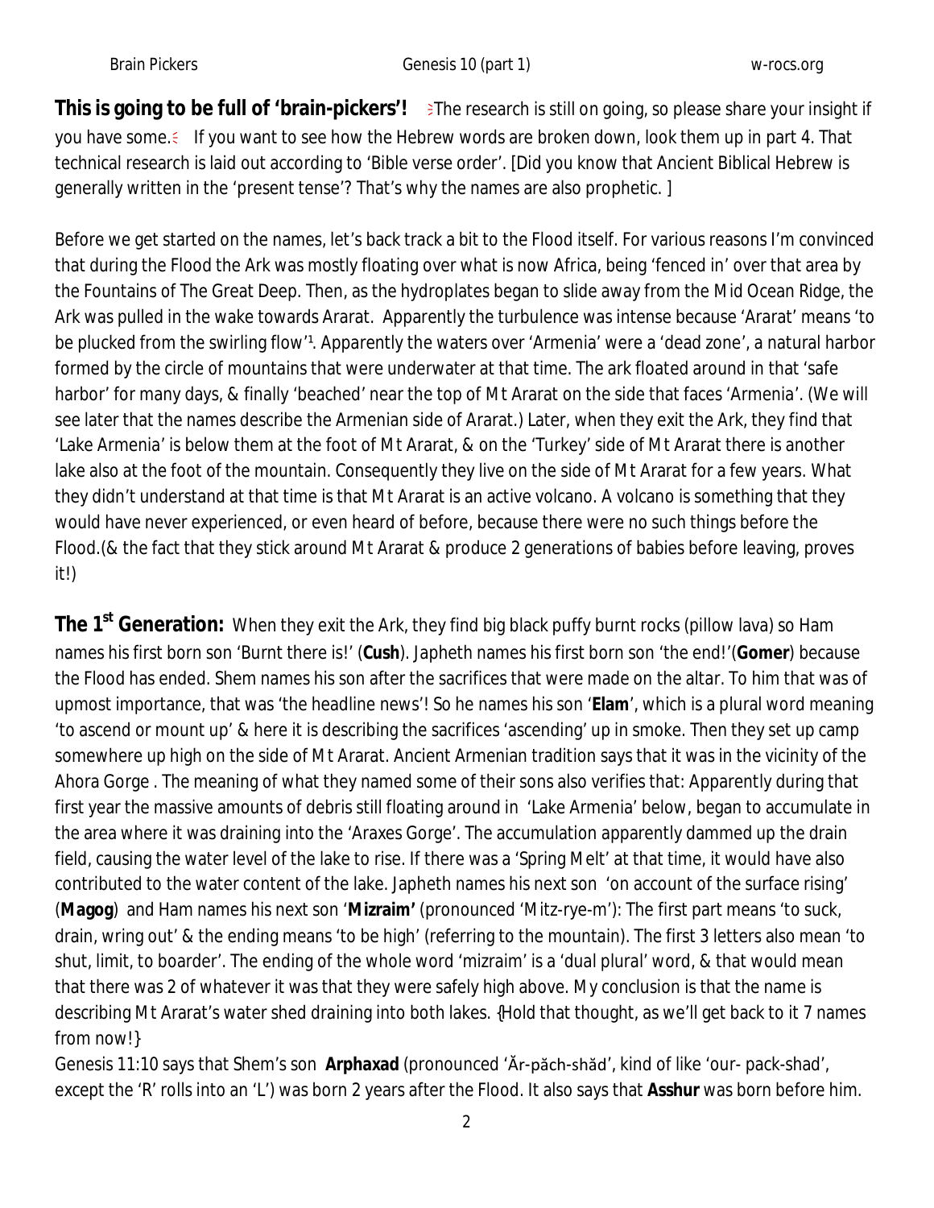**This is going to be full of 'brain-pickers'!** The research is still on going, so please share your insight if you have some. If you want to see how the Hebrew words are broken down, look them up in part 4. That technical research is laid out according to 'Bible verse order'. [Did you know that Ancient Biblical Hebrew is generally written in the 'present tense'? That's why the names are also prophetic. ]

Before we get started on the names, let's back track a bit to the Flood itself. For various reasons I'm convinced that during the Flood the Ark was mostly floating over what is now Africa, being 'fenced in' over that area by the Fountains of The Great Deep. Then, as the hydroplates began to slide away from the Mid Ocean Ridge, the Ark was pulled in the wake towards Ararat. Apparently the turbulence was intense because 'Ararat' means 'to be plucked from the swirling flow'[1]. Apparently the waters over 'Armenia' were a 'dead zone', a natural harbor formed by the circle of mountains that were underwater at that time. The ark floated around in that 'safe harbor' for many days, & finally 'beached' near the top of Mt Ararat on the side that faces 'Armenia'. (We will see later that the names describe the Armenian side of Ararat.) Later, when they exit the Ark, they find that 'Lake Armenia' is below them at the foot of Mt Ararat, & on the 'Turkey' side of Mt Ararat there is another lake also at the foot of the mountain. Consequently they live on the side of Mt Ararat for a few years. What they didn't understand at that time is that Mt Ararat is an active volcano. A volcano is something that they would have never experienced, or even heard of before, because there were no such things before the Flood.(& the fact that they stick around Mt Ararat & produce 2 generations of babies before leaving, proves it!)

**The 1st Generation:** When they exit the Ark, they find big black puffy burnt rocks (pillow lava) so Ham names his first born son 'Burnt there is!' (**Cush**). Japheth names his first born son 'the end!'(**Gomer**) because the Flood has ended. Shem names his son after the sacrifices that were made on the altar. To him that was of upmost importance, that was 'the headline news'! So he names his son '**Elam**', which is a plural word meaning 'to ascend or mount up' & here it is describing the sacrifices 'ascending' up in smoke. Then they set up camp somewhere up high on the side of Mt Ararat. Ancient Armenian tradition says that it was in the vicinity of the Ahora Gorge . The meaning of what they named some of their sons also verifies that: Apparently during that first year the massive amounts of debris still floating around in 'Lake Armenia' below, began to accumulate in the area where it was draining into the 'Araxes Gorge'. The accumulation apparently dammed up the drain field, causing the water level of the lake to rise. If there was a 'Spring Melt' at that time, it would have also contributed to the water content of the lake. Japheth names his next son 'on account of the surface rising' (**Magog**) and Ham names his next son '**Mizraim'** (pronounced 'Mitz-rye-m'): The first part means 'to suck, drain, wring out' & the ending means 'to be high' (referring to the mountain). The first 3 letters also mean 'to shut, limit, to boarder'. The ending of the whole word 'mizraim' is a 'dual plural' word, & that would mean that there was 2 of whatever it was that they were safely high above. My conclusion is that the name is describing Mt Ararat's water shed draining into both lakes. {Hold that thought, as we'll get back to it 7 names from now!}

Genesis 11:10 says that Shem's son **Arphaxad** (pronounced 'Ăr-păch-shăd', kind of like 'our- pack-shad', except the 'R' rolls into an 'L') was born 2 years after the Flood. It also says that **Asshur** was born before him.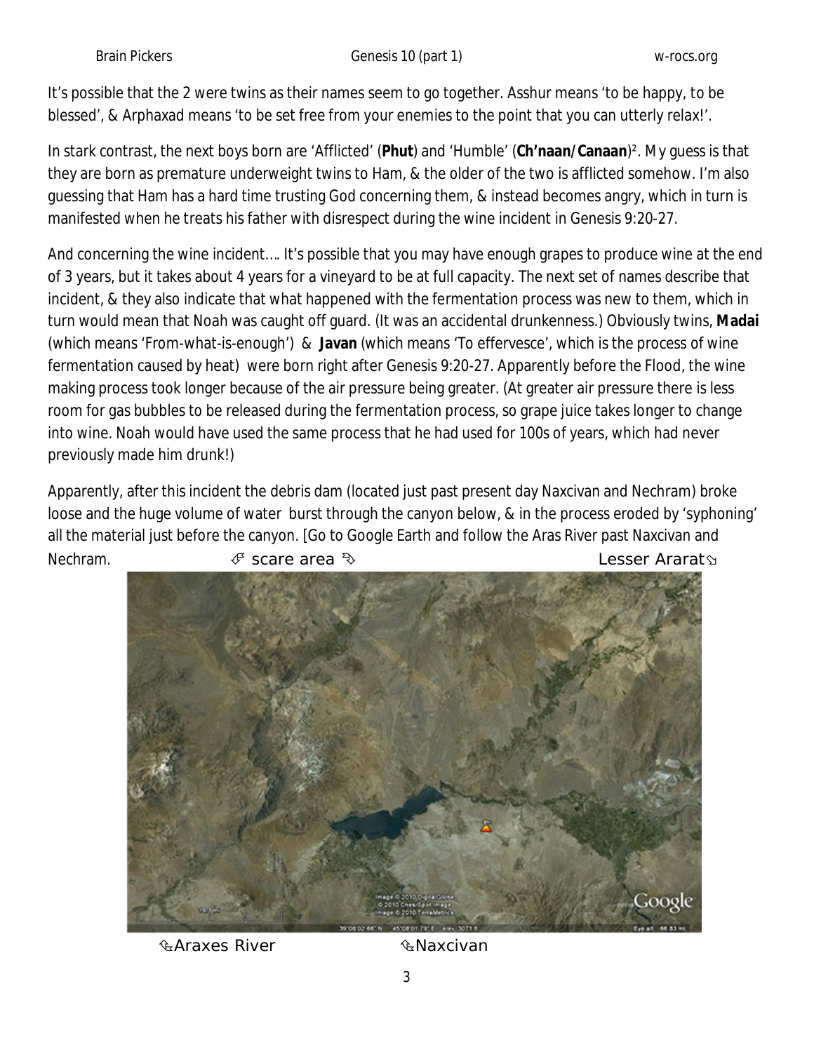It's possible that the 2 were twins as their names seem to go together. Asshur means 'to be happy, to be blessed', & Arphaxad means 'to be set free from your enemies to the point that you can utterly relax!'.

In stark contrast, the next boys born are 'Afflicted' (**Phut**) and 'Humble' (**Ch'naan/Canaan**)[2]. My guess is that they are born as premature underweight twins to Ham, & the older of the two is afflicted somehow. I'm also guessing that Ham has a hard time trusting God concerning them, & instead becomes angry, which in turn is manifested when he treats his father with disrespect during the wine incident in Genesis 9:20-27.

And concerning the wine incident…. It's possible that you may have enough grapes to produce wine at the end of 3 years, but it takes about 4 years for a vineyard to be at full capacity. The next set of names describe that incident, & they also indicate that what happened with the fermentation process was new to them, which in turn would mean that Noah was caught off guard. (It was an accidental drunkenness.) Obviously twins, **Madai** (which means 'From-what-is-enough') & **Javan** (which means 'To effervesce', which is the process of wine fermentation caused by heat) were born right after Genesis 9:20-27. Apparently before the Flood, the wine making process took longer because of the air pressure being greater. (At greater air pressure there is less room for gas bubbles to be released during the fermentation process, so grape juice takes longer to change into wine. Noah would have used the same process that he had used for 100s of years, which had never previously made him drunk!)

Apparently, after this incident the debris dam (located just past present day Naxcivan and Nechram) broke loose and the huge volume of water burst through the canyon below, & in the process eroded by 'syphoning' all the material just before the canyon. [Go to Google Earth and follow the Aras River past Naxcivan and Nechram.

scare area — Lesser Ararat

Araxes River — Naxcivan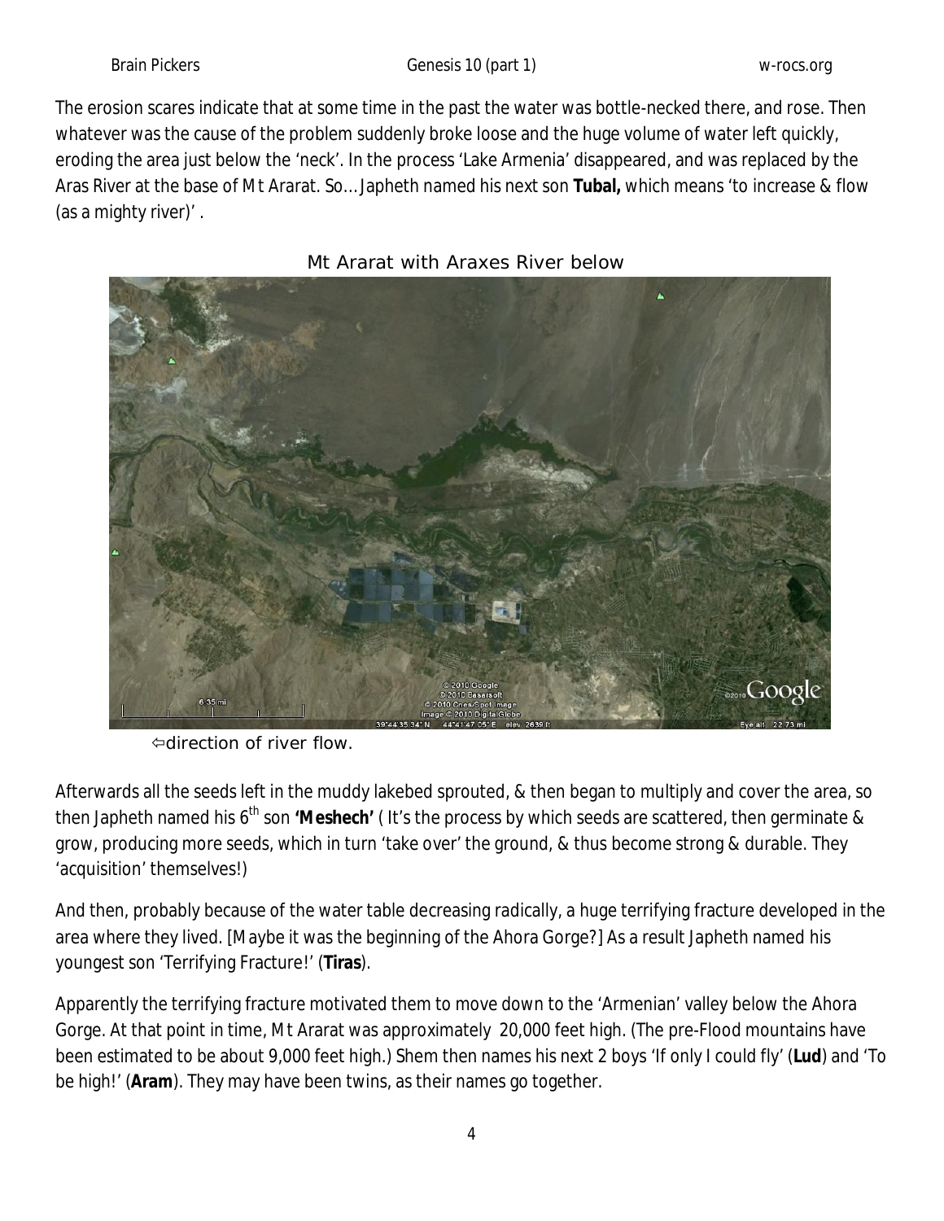The erosion scares indicate that at some time in the past the water was bottle-necked there, and rose. Then whatever was the cause of the problem suddenly broke loose and the huge volume of water left quickly, eroding the area just below the 'neck'. In the process 'Lake Armenia' disappeared, and was replaced by the Aras River at the base of Mt Ararat. So… Japheth named his next son **Tubal,** which means 'to increase & flow (as a mighty river)' .

Mt Ararat with Araxes River below

⇦direction of river flow.

Afterwards all the seeds left in the muddy lakebed sprouted, & then began to multiply and cover the area, so then Japheth named his 6th son **'Meshech'** ( It's the process by which seeds are scattered, then germinate & grow, producing more seeds, which in turn 'take over' the ground, & thus become strong & durable. They 'acquisition' themselves!)

And then, probably because of the water table decreasing radically, a huge terrifying fracture developed in the area where they lived. [Maybe it was the beginning of the Ahora Gorge?] As a result Japheth named his youngest son 'Terrifying Fracture!' (**Tiras**).

Apparently the terrifying fracture motivated them to move down to the 'Armenian' valley below the Ahora Gorge. At that point in time, Mt Ararat was approximately 20,000 feet high. (The pre-Flood mountains have been estimated to be about 9,000 feet high.) Shem then names his next 2 boys 'If only I could fly' (**Lud**) and 'To be high!' (**Aram**). They may have been twins, as their names go together.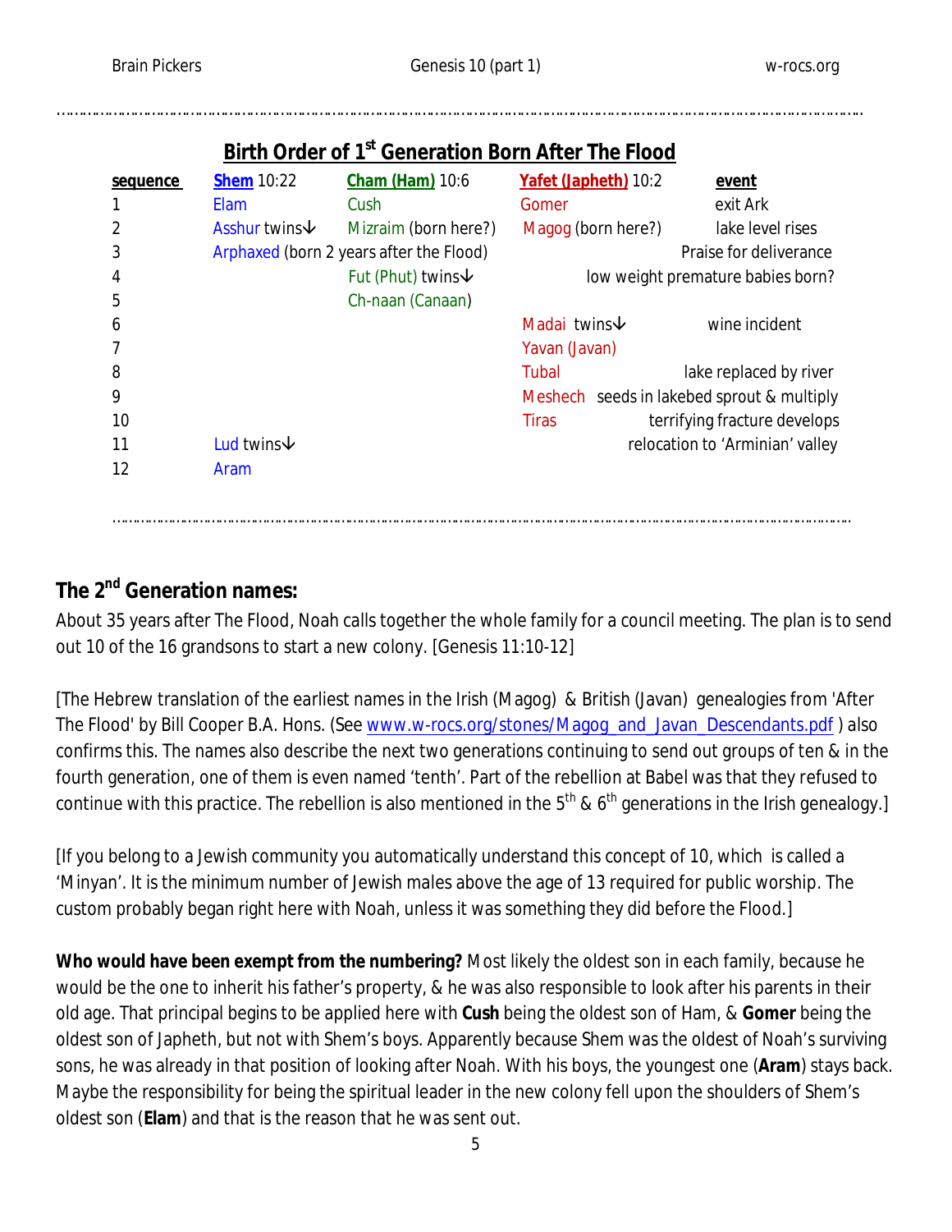## Birth Order of 1st Generation Born After The Flood

| sequence | Shem 10:22 | Cham (Ham) 10:6 | Yafet (Japheth) 10:2 | event |
|---|---|---|---|---|
| 1 | Elam | Cush | Gomer | exit Ark |
| 2 | Asshur twins↓ | Mizraim (born here?) | Magog (born here?) | lake level rises |
| 3 | Arphaxed (born 2 years after the Flood) | | | Praise for deliverance |
| 4 | | Fut (Phut) twins↓ | | low weight premature babies born? |
| 5 | | Ch-naan (Canaan) | | |
| 6 | | | Madai twins↓ | wine incident |
| 7 | | | Yavan (Javan) | |
| 8 | | | Tubal | lake replaced by river |
| 9 | | | Meshech | seeds in lakebed sprout & multiply |
| 10 | | | Tiras | terrifying fracture develops |
| 11 | Lud twins↓ | | | relocation to 'Arminian' valley |
| 12 | Aram | | | |

## The 2nd Generation names:

About 35 years after The Flood, Noah calls together the whole family for a council meeting. The plan is to send out 10 of the 16 grandsons to start a new colony. [Genesis 11:10-12]

[The Hebrew translation of the earliest names in the Irish (Magog) & British (Javan) genealogies from 'After The Flood' by Bill Cooper B.A. Hons. (See www.w-rocs.org/stones/Magog_and_Javan_Descendants.pdf ) also confirms this. The names also describe the next two generations continuing to send out groups of ten & in the fourth generation, one of them is even named 'tenth'. Part of the rebellion at Babel was that they refused to continue with this practice. The rebellion is also mentioned in the 5th & 6th generations in the Irish genealogy.]

[If you belong to a Jewish community you automatically understand this concept of 10, which is called a 'Minyan'. It is the minimum number of Jewish males above the age of 13 required for public worship. The custom probably began right here with Noah, unless it was something they did before the Flood.]

**Who would have been exempt from the numbering?** Most likely the oldest son in each family, because he would be the one to inherit his father's property, & he was also responsible to look after his parents in their old age. That principal begins to be applied here with **Cush** being the oldest son of Ham, & **Gomer** being the oldest son of Japheth, but not with Shem's boys. Apparently because Shem was the oldest of Noah's surviving sons, he was already in that position of looking after Noah. With his boys, the youngest one (**Aram**) stays back. Maybe the responsibility for being the spiritual leader in the new colony fell upon the shoulders of Shem's oldest son (**Elam**) and that is the reason that he was sent out.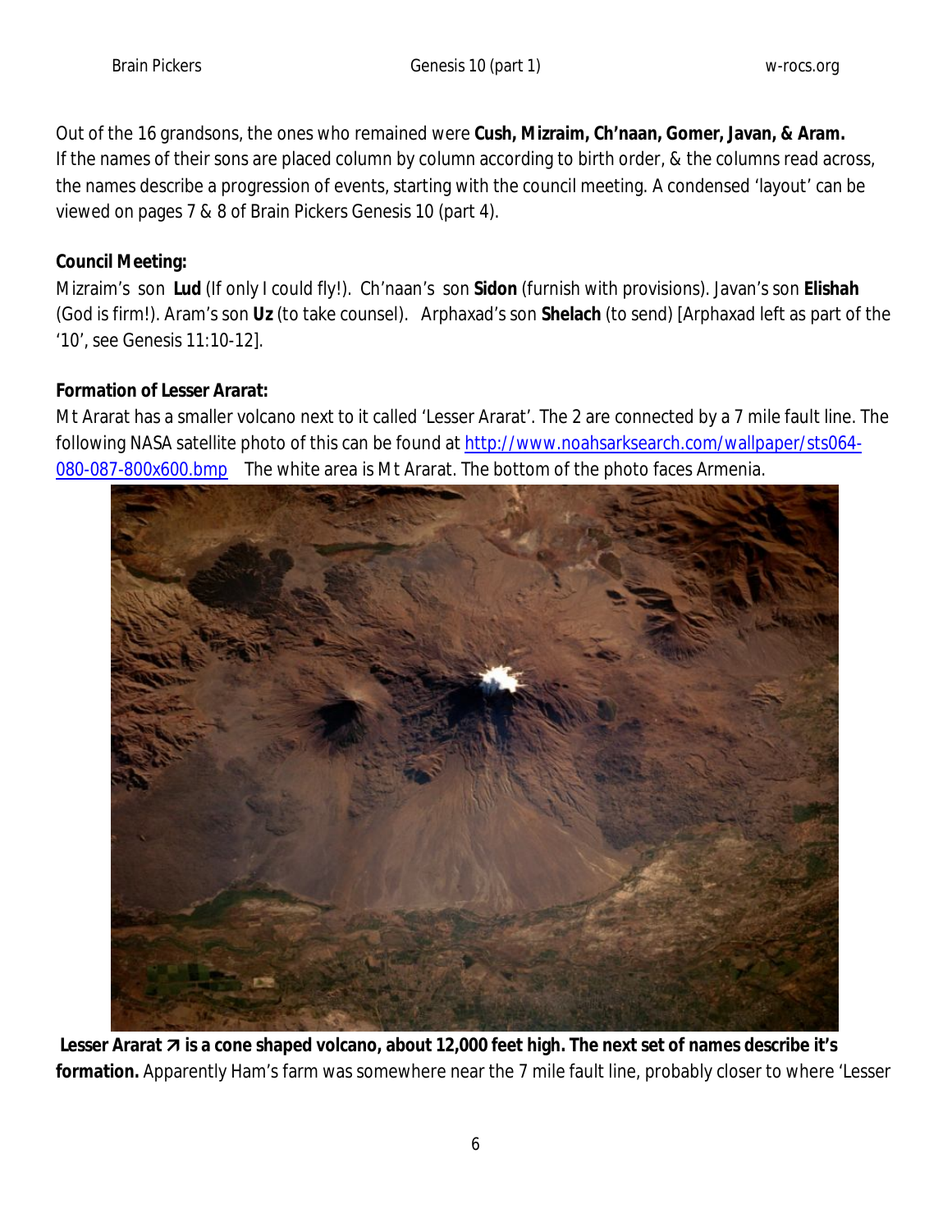Out of the 16 grandsons, the ones who remained were **Cush, Mizraim, Ch'naan, Gomer, Javan, & Aram.** If the names of their sons are placed column by column according to birth order, & the columns read across, the names describe a progression of events, starting with the council meeting. A condensed 'layout' can be viewed on pages 7 & 8 of Brain Pickers Genesis 10 (part 4).

**Council Meeting:**

Mizraim's son **Lud** (If only I could fly!). Ch'naan's son **Sidon** (furnish with provisions). Javan's son **Elishah** (God is firm!). Aram's son **Uz** (to take counsel). Arphaxad's son **Shelach** (to send) [Arphaxad left as part of the '10', see Genesis 11:10-12].

**Formation of Lesser Ararat:**

Mt Ararat has a smaller volcano next to it called 'Lesser Ararat'. The 2 are connected by a 7 mile fault line. The following NASA satellite photo of this can be found at [http://www.noahsarksearch.com/wallpaper/sts064-080-087-800x600.bmp](http://www.noahsarksearch.com/wallpaper/sts064-080-087-800x600.bmp) The white area is Mt Ararat. The bottom of the photo faces Armenia.

**Lesser Ararat ↗ is a cone shaped volcano, about 12,000 feet high. The next set of names describe it's formation.** Apparently Ham's farm was somewhere near the 7 mile fault line, probably closer to where 'Lesser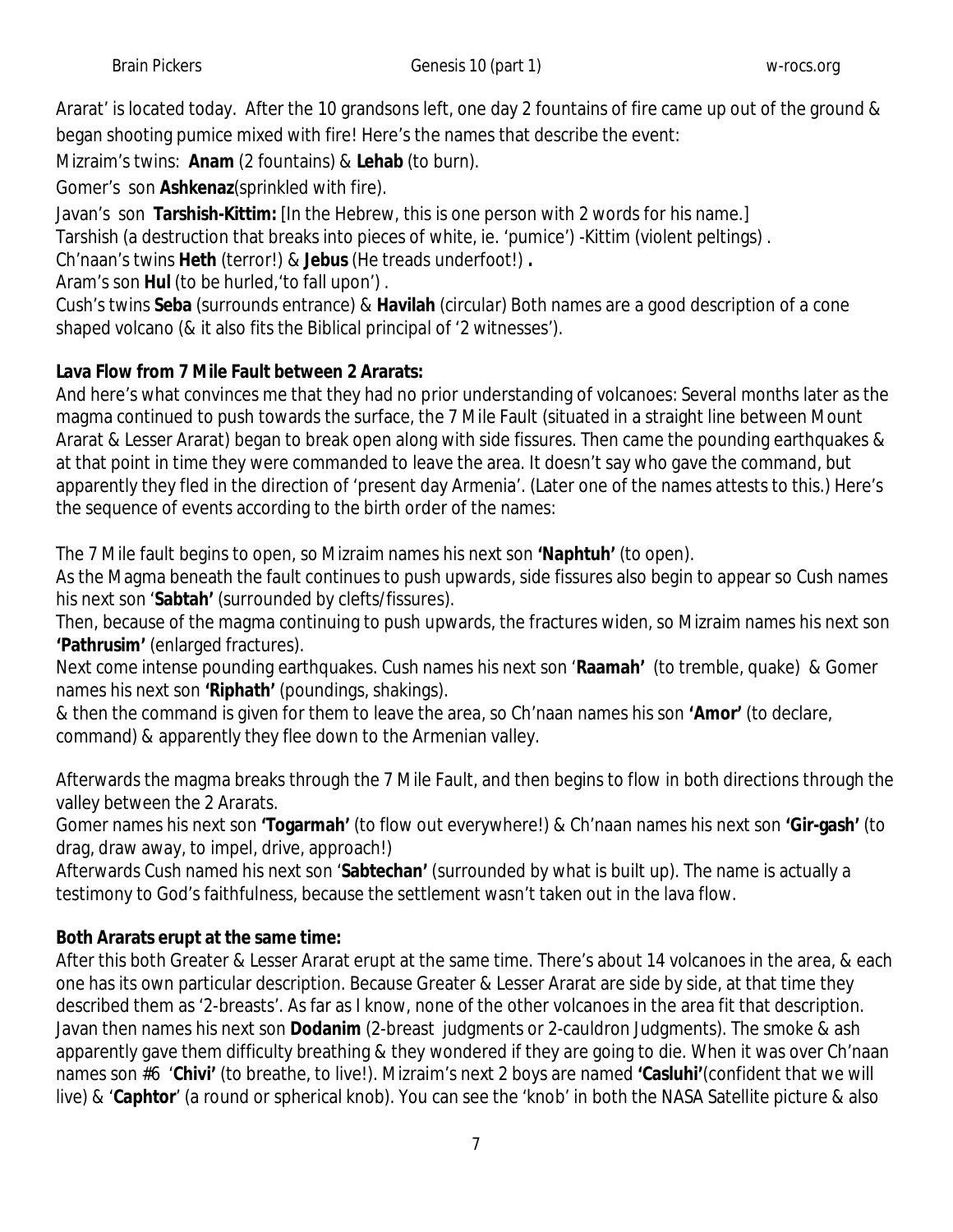Ararat' is located today. After the 10 grandsons left, one day 2 fountains of fire came up out of the ground & began shooting pumice mixed with fire! Here's the names that describe the event:

Mizraim's twins: **Anam** (2 fountains) & **Lehab** (to burn).

Gomer's son **Ashkenaz**(sprinkled with fire).

Javan's son **Tarshish-Kittim:** [In the Hebrew, this is one person with 2 words for his name.]

Tarshish (a destruction that breaks into pieces of white, ie. 'pumice') -Kittim (violent peltings) .

Ch'naan's twins **Heth** (terror!) & **Jebus** (He treads underfoot!) **.**

Aram's son **Hul** (to be hurled,'to fall upon') .

Cush's twins **Seba** (surrounds entrance) & **Havilah** (circular) Both names are a good description of a cone shaped volcano (& it also fits the Biblical principal of '2 witnesses').

**Lava Flow from 7 Mile Fault between 2 Ararats:**

And here's what convinces me that they had no prior understanding of volcanoes: Several months later as the magma continued to push towards the surface, the 7 Mile Fault (situated in a straight line between Mount Ararat & Lesser Ararat) began to break open along with side fissures. Then came the pounding earthquakes & at that point in time they were commanded to leave the area. It doesn't say who gave the command, but apparently they fled in the direction of 'present day Armenia'. (Later one of the names attests to this.) Here's the sequence of events according to the birth order of the names:

The 7 Mile fault begins to open, so Mizraim names his next son **'Naphtuh'** (to open).

As the Magma beneath the fault continues to push upwards, side fissures also begin to appear so Cush names his next son '**Sabtah'** (surrounded by clefts/fissures).

Then, because of the magma continuing to push upwards, the fractures widen, so Mizraim names his next son **'Pathrusim'** (enlarged fractures).

Next come intense pounding earthquakes. Cush names his next son '**Raamah'** (to tremble, quake) & Gomer names his next son **'Riphath'** (poundings, shakings).

& then the command is given for them to leave the area, so Ch'naan names his son **'Amor'** (to declare, command) & apparently they flee down to the Armenian valley.

Afterwards the magma breaks through the 7 Mile Fault, and then begins to flow in both directions through the valley between the 2 Ararats.

Gomer names his next son **'Togarmah'** (to flow out everywhere!) & Ch'naan names his next son **'Gir-gash'** (to drag, draw away, to impel, drive, approach!)

Afterwards Cush named his next son '**Sabtechan'** (surrounded by what is built up). The name is actually a testimony to God's faithfulness, because the settlement wasn't taken out in the lava flow.

**Both Ararats erupt at the same time:**

After this both Greater & Lesser Ararat erupt at the same time. There's about 14 volcanoes in the area, & each one has its own particular description. Because Greater & Lesser Ararat are side by side, at that time they described them as '2-breasts'. As far as I know, none of the other volcanoes in the area fit that description. Javan then names his next son **Dodanim** (2-breast judgments or 2-cauldron Judgments). The smoke & ash apparently gave them difficulty breathing & they wondered if they are going to die. When it was over Ch'naan names son #6 '**Chivi'** (to breathe, to live!). Mizraim's next 2 boys are named **'Casluhi'**(confident that we will live) & '**Caphtor**' (a round or spherical knob). You can see the 'knob' in both the NASA Satellite picture & also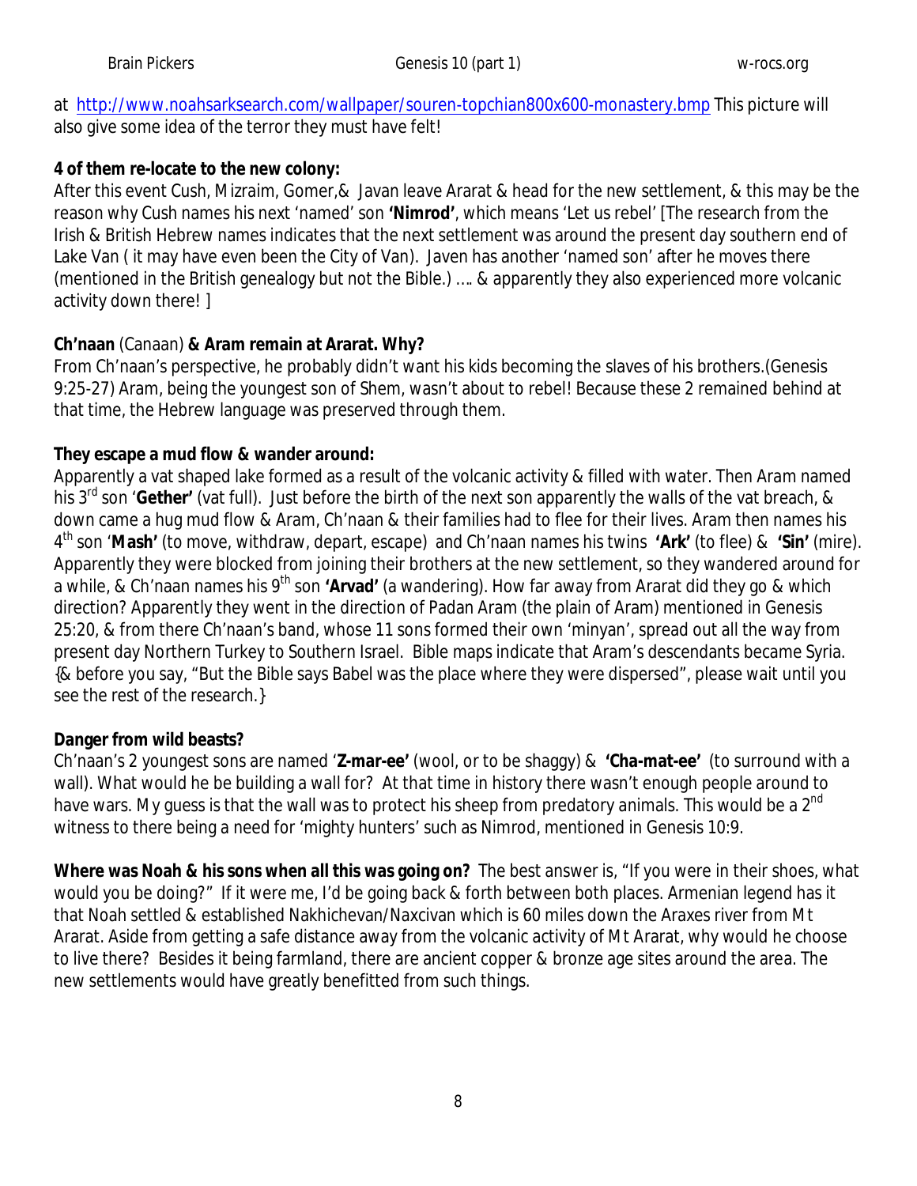at http://www.noahsarksearch.com/wallpaper/souren-topchian800x600-monastery.bmp This picture will also give some idea of the terror they must have felt!

**4 of them re-locate to the new colony:**
After this event Cush, Mizraim, Gomer,& Javan leave Ararat & head for the new settlement, & this may be the reason why Cush names his next 'named' son **'Nimrod'**, which means 'Let us rebel' [The research from the Irish & British Hebrew names indicates that the next settlement was around the present day southern end of Lake Van ( it may have even been the City of Van). Javen has another 'named son' after he moves there (mentioned in the British genealogy but not the Bible.) …. & apparently they also experienced more volcanic activity down there! ]

**Ch'naan** (Canaan) **& Aram remain at Ararat. Why?**
From Ch'naan's perspective, he probably didn't want his kids becoming the slaves of his brothers.(Genesis 9:25-27) Aram, being the youngest son of Shem, wasn't about to rebel! Because these 2 remained behind at that time, the Hebrew language was preserved through them.

**They escape a mud flow & wander around:**
Apparently a vat shaped lake formed as a result of the volcanic activity & filled with water. Then Aram named his 3rd son '**Gether'** (vat full). Just before the birth of the next son apparently the walls of the vat breach, & down came a hug mud flow & Aram, Ch'naan & their families had to flee for their lives. Aram then names his 4th son '**Mash'** (to move, withdraw, depart, escape) and Ch'naan names his twins **'Ark'** (to flee) & **'Sin'** (mire). Apparently they were blocked from joining their brothers at the new settlement, so they wandered around for a while, & Ch'naan names his 9th son **'Arvad'** (a wandering). How far away from Ararat did they go & which direction? Apparently they went in the direction of Padan Aram (the plain of Aram) mentioned in Genesis 25:20, & from there Ch'naan's band, whose 11 sons formed their own 'minyan', spread out all the way from present day Northern Turkey to Southern Israel. Bible maps indicate that Aram's descendants became Syria. {& before you say, "But the Bible says Babel was the place where they were dispersed", please wait until you see the rest of the research.}

**Danger from wild beasts?**
Ch'naan's 2 youngest sons are named '**Z-mar-ee'** (wool, or to be shaggy) & **'Cha-mat-ee'** (to surround with a wall). What would he be building a wall for? At that time in history there wasn't enough people around to have wars. My guess is that the wall was to protect his sheep from predatory animals. This would be a 2nd witness to there being a need for 'mighty hunters' such as Nimrod, mentioned in Genesis 10:9.

**Where was Noah & his sons when all this was going on?** The best answer is, "If you were in their shoes, what would you be doing?" If it were me, I'd be going back & forth between both places. Armenian legend has it that Noah settled & established Nakhichevan/Naxcivan which is 60 miles down the Araxes river from Mt Ararat. Aside from getting a safe distance away from the volcanic activity of Mt Ararat, why would he choose to live there? Besides it being farmland, there are ancient copper & bronze age sites around the area. The new settlements would have greatly benefitted from such things.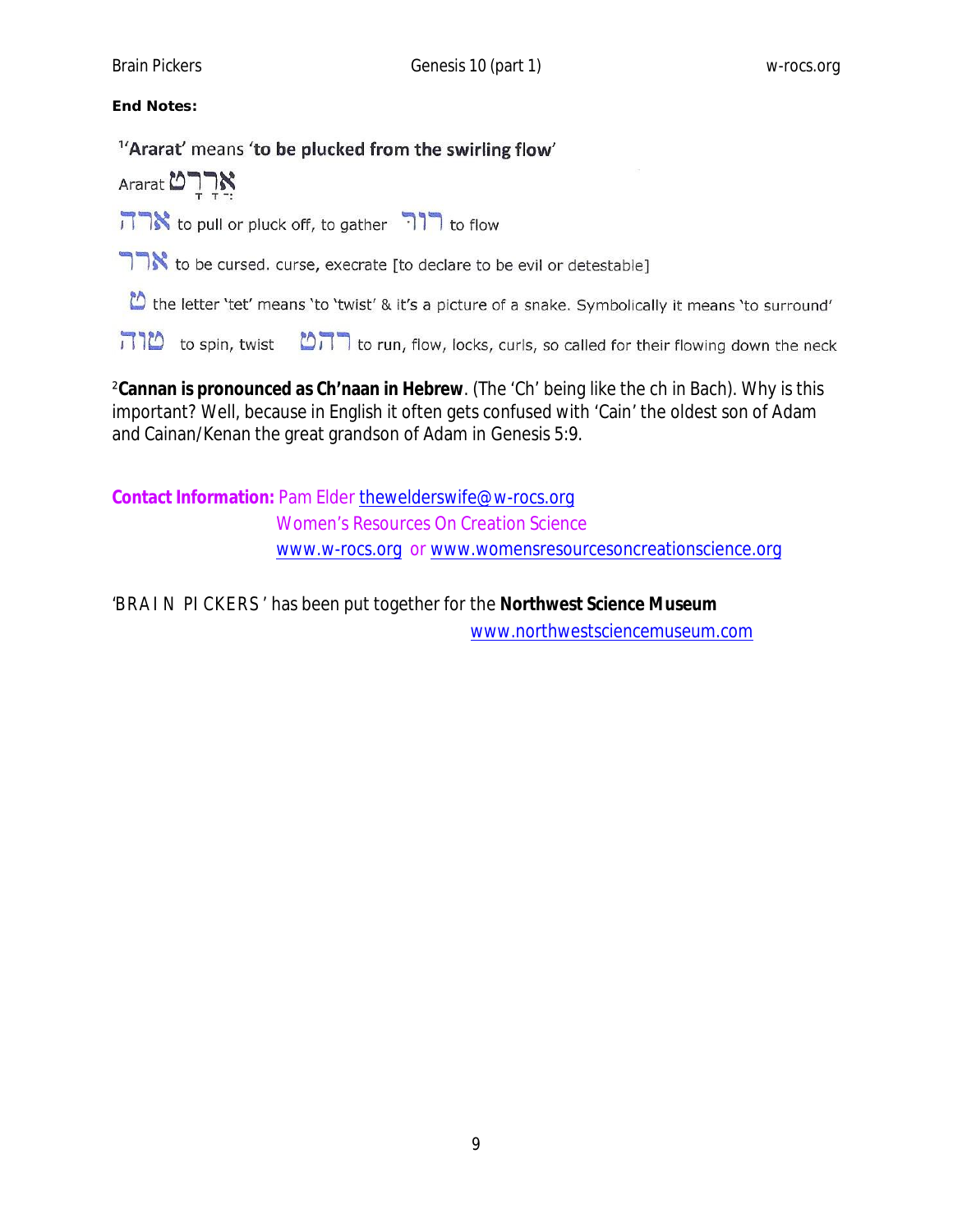**End Notes:**

[1]'**Ararat**' means '**to be plucked from the swirling flow**'

Ararat אֲרָרָט

ארה to pull or pluck off, to gather דוּר to flow

ארר to be cursed. curse, execrate [to declare to be evil or detestable]

ט the letter 'tet' means 'to 'twist' & it's a picture of a snake. Symbolically it means 'to surround'

טוה to spin, twist רהט to run, flow, locks, curls, so called for their flowing down the neck

[2]**Cannan is pronounced as Ch'naan in Hebrew**. (The 'Ch' being like the ch in Bach). Why is this important? Well, because in English it often gets confused with 'Cain' the oldest son of Adam and Cainan/Kenan the great grandson of Adam in Genesis 5:9.

**Contact Information:** Pam Elder thewelderswife@w-rocs.org
Women's Resources On Creation Science
www.w-rocs.org or www.womensresourcesoncreationscience.org

'BRAIN PICKERS' has been put together for the **Northwest Science Museum**
www.northwestsciencemuseum.com